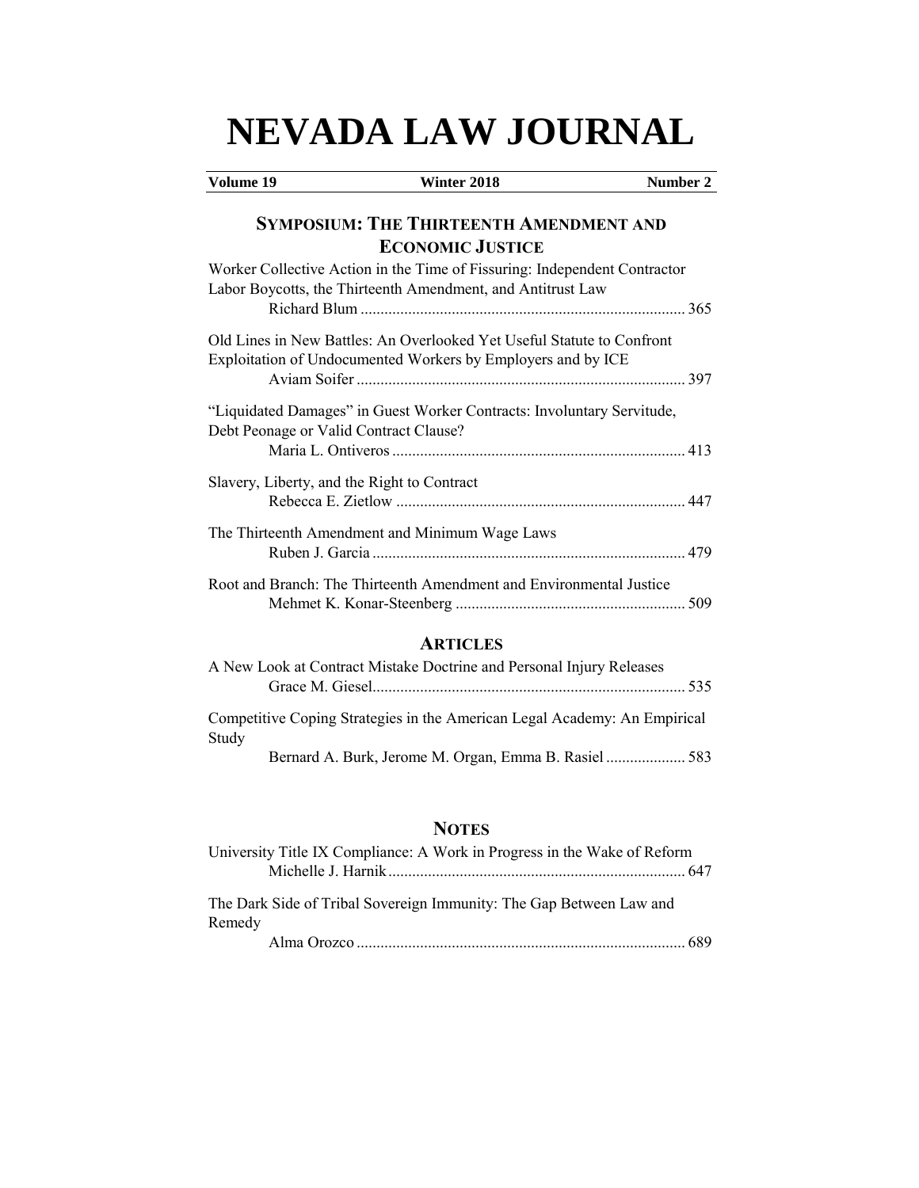# NEVADA LAW JOURNAL

**Volume 19** | **Winter 2018** | **Number 2**

## SYMPOSIUM: THE THIRTEENTH AMENDMENT AND ECONOMIC JUSTICE

Worker Collective Action in the Time of Fissuring: Independent Contractor Labor Boycotts, the Thirteenth Amendment, and Antitrust Law
Richard Blum ................................................................................ 365

Old Lines in New Battles: An Overlooked Yet Useful Statute to Confront Exploitation of Undocumented Workers by Employers and by ICE
Aviam Soifer ................................................................................ 397

"Liquidated Damages" in Guest Worker Contracts: Involuntary Servitude, Debt Peonage or Valid Contract Clause?
Maria L. Ontiveros ........................................................................ 413

Slavery, Liberty, and the Right to Contract
Rebecca E. Zietlow ....................................................................... 447

The Thirteenth Amendment and Minimum Wage Laws
Ruben J. Garcia ............................................................................. 479

Root and Branch: The Thirteenth Amendment and Environmental Justice
Mehmet K. Konar-Steenberg ......................................................... 509

## ARTICLES

A New Look at Contract Mistake Doctrine and Personal Injury Releases
Grace M. Giesel.............................................................................. 535

Competitive Coping Strategies in the American Legal Academy: An Empirical Study
Bernard A. Burk, Jerome M. Organ, Emma B. Rasiel .................... 583

## NOTES

University Title IX Compliance: A Work in Progress in the Wake of Reform
Michelle J. Harnik.......................................................................... 647

The Dark Side of Tribal Sovereign Immunity: The Gap Between Law and Remedy
Alma Orozco .................................................................................. 689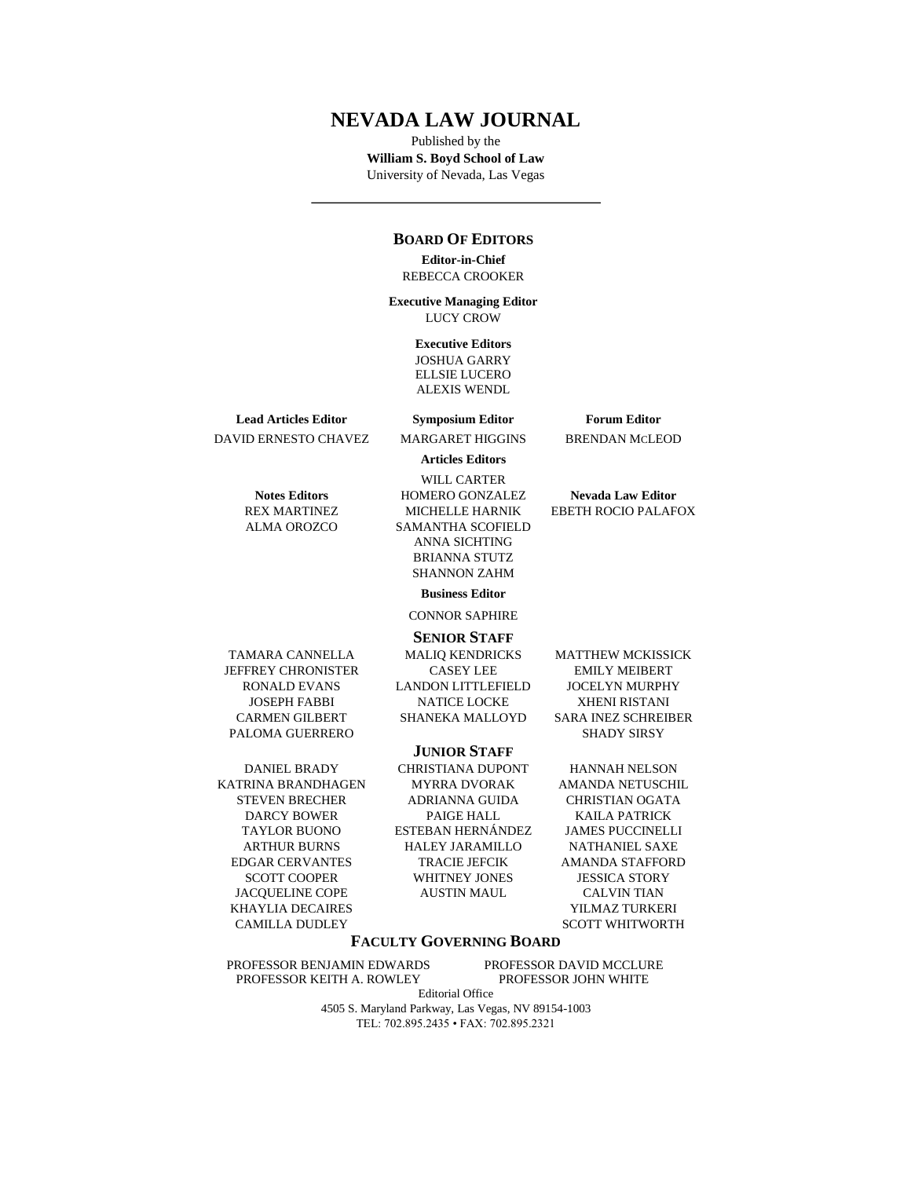# NEVADA LAW JOURNAL

Published by the
**William S. Boyd School of Law**
University of Nevada, Las Vegas

---

## BOARD OF EDITORS

**Editor-in-Chief**
REBECCA CROOKER

**Executive Managing Editor**
LUCY CROW

**Executive Editors**
JOSHUA GARRY
ELLSIE LUCERO
ALEXIS WENDL

**Lead Articles Editor**
DAVID ERNESTO CHAVEZ

**Symposium Editor**
MARGARET HIGGINS

**Forum Editor**
BRENDAN MCLEOD

**Notes Editors**
REX MARTINEZ
ALMA OROZCO

**Articles Editors**
WILL CARTER
HOMERO GONZALEZ
MICHELLE HARNIK
SAMANTHA SCOFIELD
ANNA SICHTING
BRIANNA STUTZ
SHANNON ZAHM

**Nevada Law Editor**
EBETH ROCIO PALAFOX

**Business Editor**
CONNOR SAPHIRE

## SENIOR STAFF

TAMARA CANNELLA
JEFFREY CHRONISTER
RONALD EVANS
JOSEPH FABBI
CARMEN GILBERT
PALOMA GUERRERO
MALIQ KENDRICKS
CASEY LEE
LANDON LITTLEFIELD
NATICE LOCKE
SHANEKA MALLOYD
MATTHEW MCKISSICK
EMILY MEIBERT
JOCELYN MURPHY
XHENI RISTANI
SARA INEZ SCHREIBER
SHADY SIRSY

## JUNIOR STAFF

DANIEL BRADY
KATRINA BRANDHAGEN
STEVEN BRECHER
DARCY BOWER
TAYLOR BUONO
ARTHUR BURNS
EDGAR CERVANTES
SCOTT COOPER
JACQUELINE COPE
KHAYLIA DECAIRES
CAMILLA DUDLEY
CHRISTIANA DUPONT
MYRRA DVORAK
ADRIANNA GUIDA
PAIGE HALL
ESTEBAN HERNÁNDEZ
HALEY JARAMILLO
TRACIE JEFCIK
WHITNEY JONES
AUSTIN MAUL
HANNAH NELSON
AMANDA NETUSCHIL
CHRISTIAN OGATA
KAILA PATRICK
JAMES PUCCINELLI
NATHANIEL SAXE
AMANDA STAFFORD
JESSICA STORY
CALVIN TIAN
YILMAZ TURKERI
SCOTT WHITWORTH

## FACULTY GOVERNING BOARD

PROFESSOR BENJAMIN EDWARDS
PROFESSOR KEITH A. ROWLEY
PROFESSOR DAVID MCCLURE
PROFESSOR JOHN WHITE

Editorial Office
4505 S. Maryland Parkway, Las Vegas, NV 89154-1003
TEL: 702.895.2435 • FAX: 702.895.2321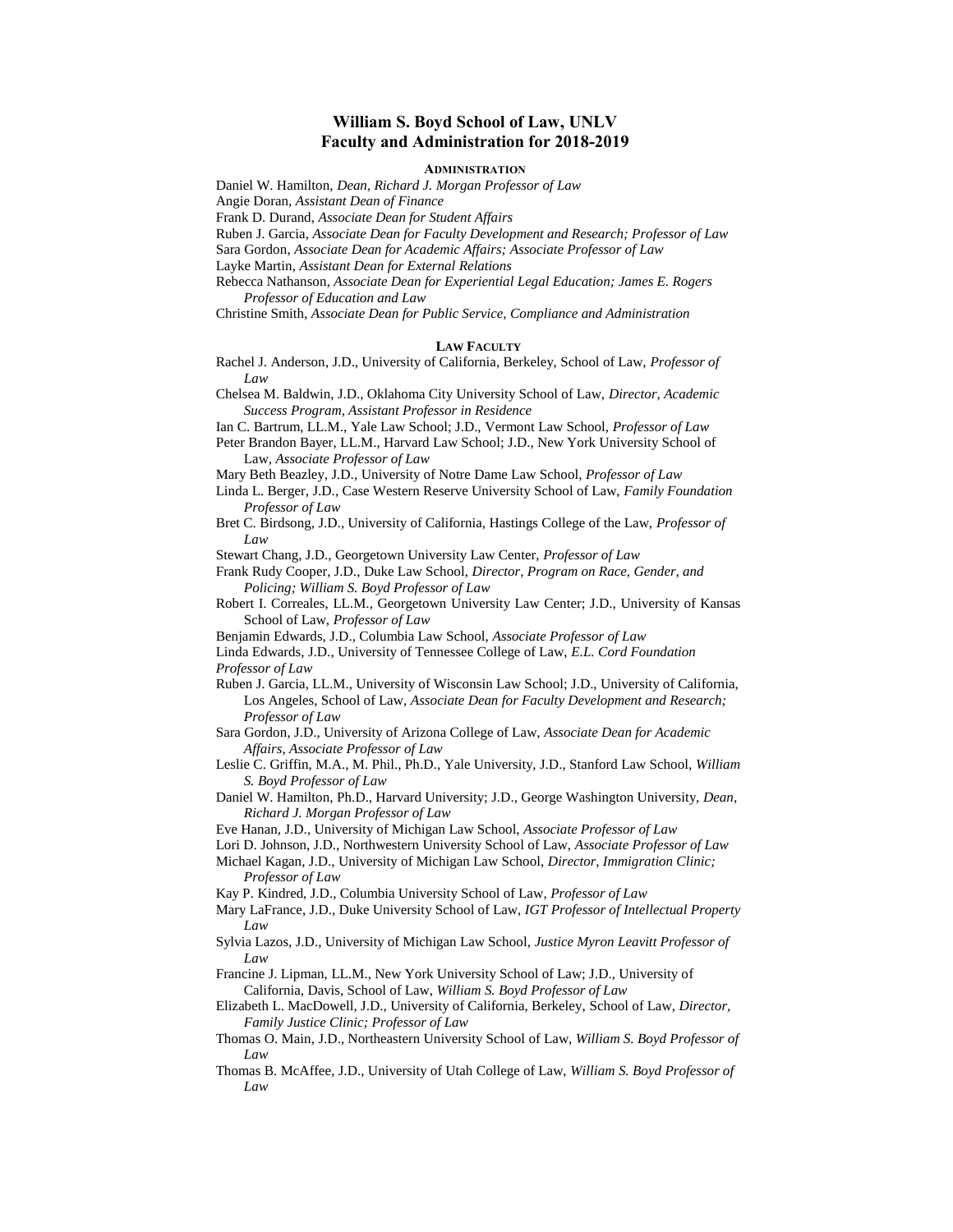# William S. Boyd School of Law, UNLV
# Faculty and Administration for 2018-2019

### Administration

Daniel W. Hamilton, *Dean, Richard J. Morgan Professor of Law*
Angie Doran, *Assistant Dean of Finance*
Frank D. Durand, *Associate Dean for Student Affairs*
Ruben J. Garcia, *Associate Dean for Faculty Development and Research; Professor of Law*
Sara Gordon, *Associate Dean for Academic Affairs; Associate Professor of Law*
Layke Martin, *Assistant Dean for External Relations*
Rebecca Nathanson, *Associate Dean for Experiential Legal Education; James E. Rogers Professor of Education and Law*
Christine Smith, *Associate Dean for Public Service, Compliance and Administration*

### Law Faculty

Rachel J. Anderson, J.D., University of California, Berkeley, School of Law, *Professor of Law*
Chelsea M. Baldwin, J.D., Oklahoma City University School of Law, *Director, Academic Success Program, Assistant Professor in Residence*
Ian C. Bartrum, LL.M., Yale Law School; J.D., Vermont Law School, *Professor of Law*
Peter Brandon Bayer, LL.M., Harvard Law School; J.D., New York University School of Law, *Associate Professor of Law*
Mary Beth Beazley, J.D., University of Notre Dame Law School, *Professor of Law*
Linda L. Berger, J.D., Case Western Reserve University School of Law, *Family Foundation Professor of Law*
Bret C. Birdsong, J.D., University of California, Hastings College of the Law, *Professor of Law*
Stewart Chang, J.D., Georgetown University Law Center, *Professor of Law*
Frank Rudy Cooper, J.D., Duke Law School, *Director, Program on Race, Gender, and Policing; William S. Boyd Professor of Law*
Robert I. Correales, LL.M., Georgetown University Law Center; J.D., University of Kansas School of Law, *Professor of Law*
Benjamin Edwards, J.D., Columbia Law School, *Associate Professor of Law*
Linda Edwards, J.D., University of Tennessee College of Law, *E.L. Cord Foundation Professor of Law*
Ruben J. Garcia, LL.M., University of Wisconsin Law School; J.D., University of California, Los Angeles, School of Law, *Associate Dean for Faculty Development and Research; Professor of Law*
Sara Gordon, J.D., University of Arizona College of Law, *Associate Dean for Academic Affairs, Associate Professor of Law*
Leslie C. Griffin, M.A., M. Phil., Ph.D., Yale University, J.D., Stanford Law School, *William S. Boyd Professor of Law*
Daniel W. Hamilton, Ph.D., Harvard University; J.D., George Washington University, *Dean, Richard J. Morgan Professor of Law*
Eve Hanan, J.D., University of Michigan Law School, *Associate Professor of Law*
Lori D. Johnson, J.D., Northwestern University School of Law, *Associate Professor of Law*
Michael Kagan, J.D., University of Michigan Law School, *Director, Immigration Clinic; Professor of Law*
Kay P. Kindred, J.D., Columbia University School of Law, *Professor of Law*
Mary LaFrance, J.D., Duke University School of Law, *IGT Professor of Intellectual Property Law*
Sylvia Lazos, J.D., University of Michigan Law School, *Justice Myron Leavitt Professor of Law*
Francine J. Lipman, LL.M., New York University School of Law; J.D., University of California, Davis, School of Law, *William S. Boyd Professor of Law*
Elizabeth L. MacDowell, J.D., University of California, Berkeley, School of Law, *Director, Family Justice Clinic; Professor of Law*
Thomas O. Main, J.D., Northeastern University School of Law, *William S. Boyd Professor of Law*
Thomas B. McAffee, J.D., University of Utah College of Law, *William S. Boyd Professor of Law*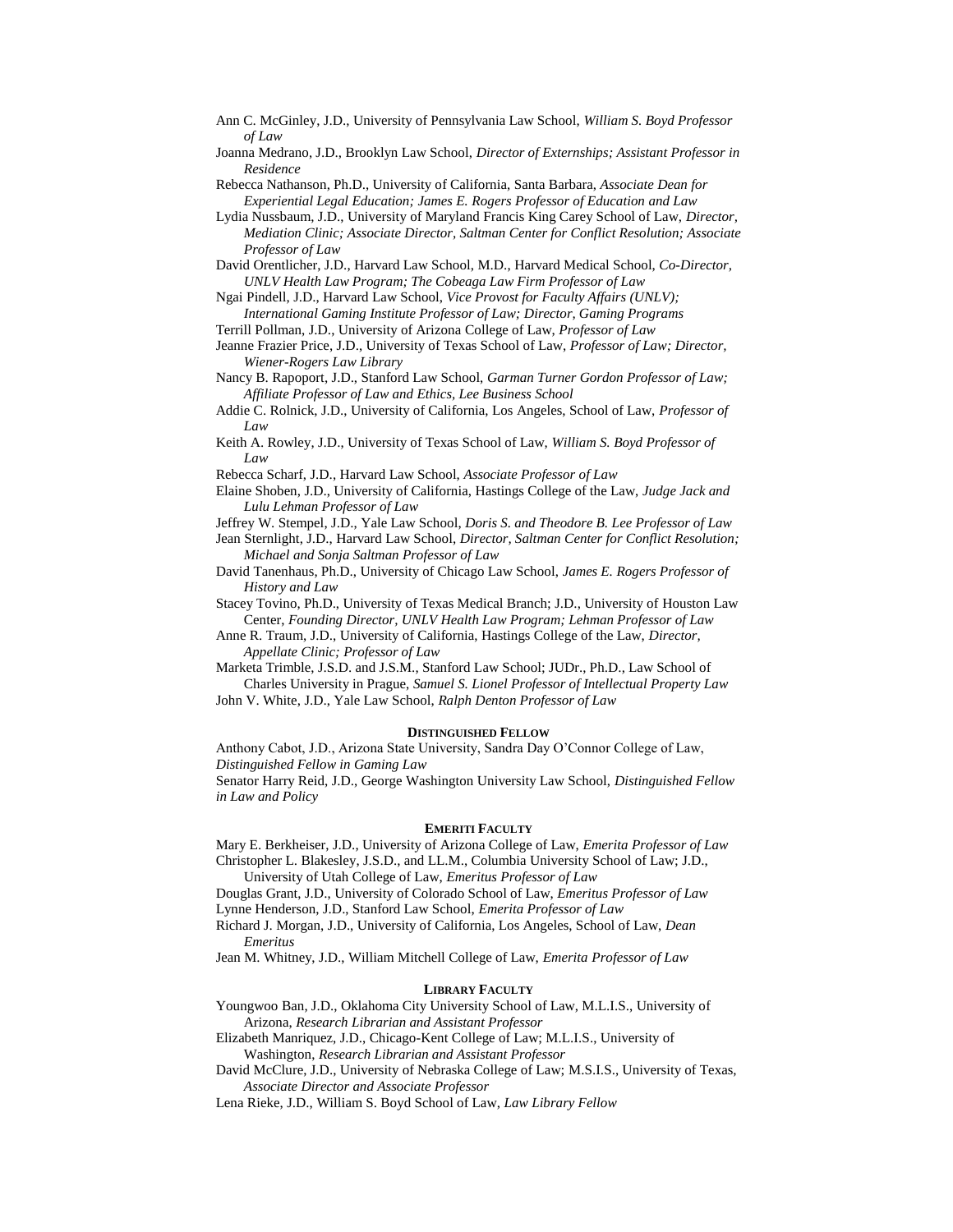Ann C. McGinley, J.D., University of Pennsylvania Law School, *William S. Boyd Professor of Law*

Joanna Medrano, J.D., Brooklyn Law School, *Director of Externships; Assistant Professor in Residence*

Rebecca Nathanson, Ph.D., University of California, Santa Barbara, *Associate Dean for Experiential Legal Education; James E. Rogers Professor of Education and Law*

Lydia Nussbaum, J.D., University of Maryland Francis King Carey School of Law, *Director, Mediation Clinic; Associate Director, Saltman Center for Conflict Resolution; Associate Professor of Law*

David Orentlicher, J.D., Harvard Law School, M.D., Harvard Medical School, *Co-Director, UNLV Health Law Program; The Cobeaga Law Firm Professor of Law*

Ngai Pindell, J.D., Harvard Law School, *Vice Provost for Faculty Affairs (UNLV); International Gaming Institute Professor of Law; Director, Gaming Programs*

Terrill Pollman, J.D., University of Arizona College of Law, *Professor of Law*

Jeanne Frazier Price, J.D., University of Texas School of Law, *Professor of Law; Director, Wiener-Rogers Law Library*

Nancy B. Rapoport, J.D., Stanford Law School, *Garman Turner Gordon Professor of Law; Affiliate Professor of Law and Ethics, Lee Business School*

Addie C. Rolnick, J.D., University of California, Los Angeles, School of Law, *Professor of Law*

Keith A. Rowley, J.D., University of Texas School of Law, *William S. Boyd Professor of Law*

Rebecca Scharf, J.D., Harvard Law School, *Associate Professor of Law*

Elaine Shoben, J.D., University of California, Hastings College of the Law, *Judge Jack and Lulu Lehman Professor of Law*

Jeffrey W. Stempel, J.D., Yale Law School, *Doris S. and Theodore B. Lee Professor of Law*

Jean Sternlight, J.D., Harvard Law School, *Director, Saltman Center for Conflict Resolution; Michael and Sonja Saltman Professor of Law*

David Tanenhaus, Ph.D., University of Chicago Law School, *James E. Rogers Professor of History and Law*

Stacey Tovino, Ph.D., University of Texas Medical Branch; J.D., University of Houston Law Center, *Founding Director, UNLV Health Law Program; Lehman Professor of Law*

Anne R. Traum, J.D., University of California, Hastings College of the Law, *Director, Appellate Clinic; Professor of Law*

Marketa Trimble, J.S.D. and J.S.M., Stanford Law School; JUDr., Ph.D., Law School of Charles University in Prague, *Samuel S. Lionel Professor of Intellectual Property Law*

John V. White, J.D., Yale Law School, *Ralph Denton Professor of Law*

## Distinguished Fellow

Anthony Cabot, J.D., Arizona State University, Sandra Day O'Connor College of Law, *Distinguished Fellow in Gaming Law*

Senator Harry Reid, J.D., George Washington University Law School, *Distinguished Fellow in Law and Policy*

## Emeriti Faculty

Mary E. Berkheiser, J.D., University of Arizona College of Law, *Emerita Professor of Law*

Christopher L. Blakesley, J.S.D., and LL.M., Columbia University School of Law; J.D., University of Utah College of Law, *Emeritus Professor of Law*

Douglas Grant, J.D., University of Colorado School of Law, *Emeritus Professor of Law*

Lynne Henderson, J.D., Stanford Law School, *Emerita Professor of Law*

Richard J. Morgan, J.D., University of California, Los Angeles, School of Law, *Dean Emeritus*

Jean M. Whitney, J.D., William Mitchell College of Law, *Emerita Professor of Law*

## Library Faculty

Youngwoo Ban, J.D., Oklahoma City University School of Law, M.L.I.S., University of Arizona, *Research Librarian and Assistant Professor*

Elizabeth Manriquez, J.D., Chicago-Kent College of Law; M.L.I.S., University of Washington, *Research Librarian and Assistant Professor*

David McClure, J.D., University of Nebraska College of Law; M.S.I.S., University of Texas, *Associate Director and Associate Professor*

Lena Rieke, J.D., William S. Boyd School of Law, *Law Library Fellow*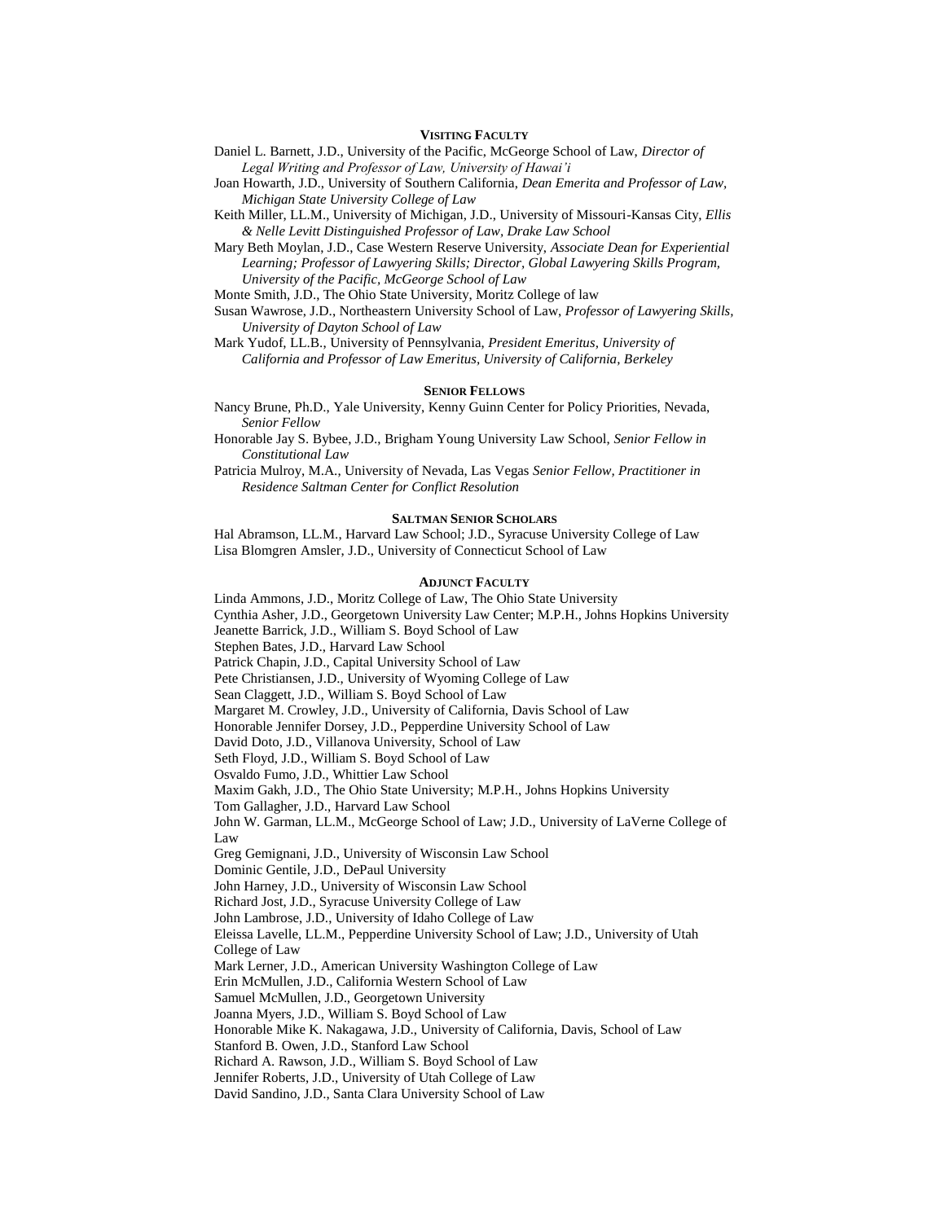#### Visiting Faculty

Daniel L. Barnett, J.D., University of the Pacific, McGeorge School of Law, *Director of Legal Writing and Professor of Law, University of Hawai'i*

Joan Howarth, J.D., University of Southern California, *Dean Emerita and Professor of Law, Michigan State University College of Law*

Keith Miller, LL.M., University of Michigan, J.D., University of Missouri-Kansas City, *Ellis & Nelle Levitt Distinguished Professor of Law, Drake Law School*

Mary Beth Moylan, J.D., Case Western Reserve University, *Associate Dean for Experiential Learning; Professor of Lawyering Skills; Director, Global Lawyering Skills Program, University of the Pacific, McGeorge School of Law*

Monte Smith, J.D., The Ohio State University, Moritz College of law

Susan Wawrose, J.D., Northeastern University School of Law, *Professor of Lawyering Skills, University of Dayton School of Law*

Mark Yudof, LL.B., University of Pennsylvania, *President Emeritus, University of California and Professor of Law Emeritus, University of California, Berkeley*

#### Senior Fellows

Nancy Brune, Ph.D., Yale University, Kenny Guinn Center for Policy Priorities, Nevada, *Senior Fellow*

Honorable Jay S. Bybee, J.D., Brigham Young University Law School, *Senior Fellow in Constitutional Law*

Patricia Mulroy, M.A., University of Nevada, Las Vegas *Senior Fellow, Practitioner in Residence Saltman Center for Conflict Resolution*

#### Saltman Senior Scholars

Hal Abramson, LL.M., Harvard Law School; J.D., Syracuse University College of Law
Lisa Blomgren Amsler, J.D., University of Connecticut School of Law

#### Adjunct Faculty

Linda Ammons, J.D., Moritz College of Law, The Ohio State University
Cynthia Asher, J.D., Georgetown University Law Center; M.P.H., Johns Hopkins University
Jeanette Barrick, J.D., William S. Boyd School of Law
Stephen Bates, J.D., Harvard Law School
Patrick Chapin, J.D., Capital University School of Law
Pete Christiansen, J.D., University of Wyoming College of Law
Sean Claggett, J.D., William S. Boyd School of Law
Margaret M. Crowley, J.D., University of California, Davis School of Law
Honorable Jennifer Dorsey, J.D., Pepperdine University School of Law
David Doto, J.D., Villanova University, School of Law
Seth Floyd, J.D., William S. Boyd School of Law
Osvaldo Fumo, J.D., Whittier Law School
Maxim Gakh, J.D., The Ohio State University; M.P.H., Johns Hopkins University
Tom Gallagher, J.D., Harvard Law School
John W. Garman, LL.M., McGeorge School of Law; J.D., University of LaVerne College of Law
Greg Gemignani, J.D., University of Wisconsin Law School
Dominic Gentile, J.D., DePaul University
John Harney, J.D., University of Wisconsin Law School
Richard Jost, J.D., Syracuse University College of Law
John Lambrose, J.D., University of Idaho College of Law
Eleissa Lavelle, LL.M., Pepperdine University School of Law; J.D., University of Utah College of Law
Mark Lerner, J.D., American University Washington College of Law
Erin McMullen, J.D., California Western School of Law
Samuel McMullen, J.D., Georgetown University
Joanna Myers, J.D., William S. Boyd School of Law
Honorable Mike K. Nakagawa, J.D., University of California, Davis, School of Law
Stanford B. Owen, J.D., Stanford Law School
Richard A. Rawson, J.D., William S. Boyd School of Law
Jennifer Roberts, J.D., University of Utah College of Law
David Sandino, J.D., Santa Clara University School of Law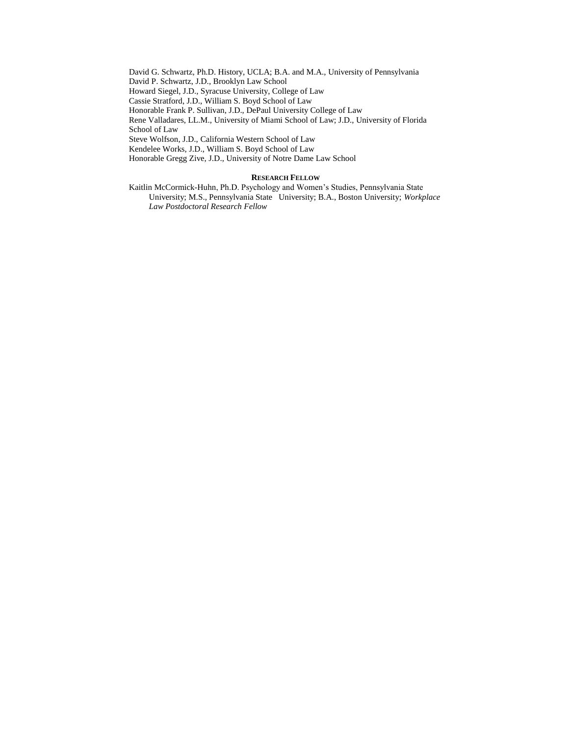David G. Schwartz, Ph.D. History, UCLA; B.A. and M.A., University of Pennsylvania
David P. Schwartz, J.D., Brooklyn Law School
Howard Siegel, J.D., Syracuse University, College of Law
Cassie Stratford, J.D., William S. Boyd School of Law
Honorable Frank P. Sullivan, J.D., DePaul University College of Law
Rene Valladares, LL.M., University of Miami School of Law; J.D., University of Florida School of Law
Steve Wolfson, J.D., California Western School of Law
Kendelee Works, J.D., William S. Boyd School of Law
Honorable Gregg Zive, J.D., University of Notre Dame Law School

**RESEARCH FELLOW**

Kaitlin McCormick-Huhn, Ph.D. Psychology and Women's Studies, Pennsylvania State University; M.S., Pennsylvania State University; B.A., Boston University; *Workplace Law Postdoctoral Research Fellow*